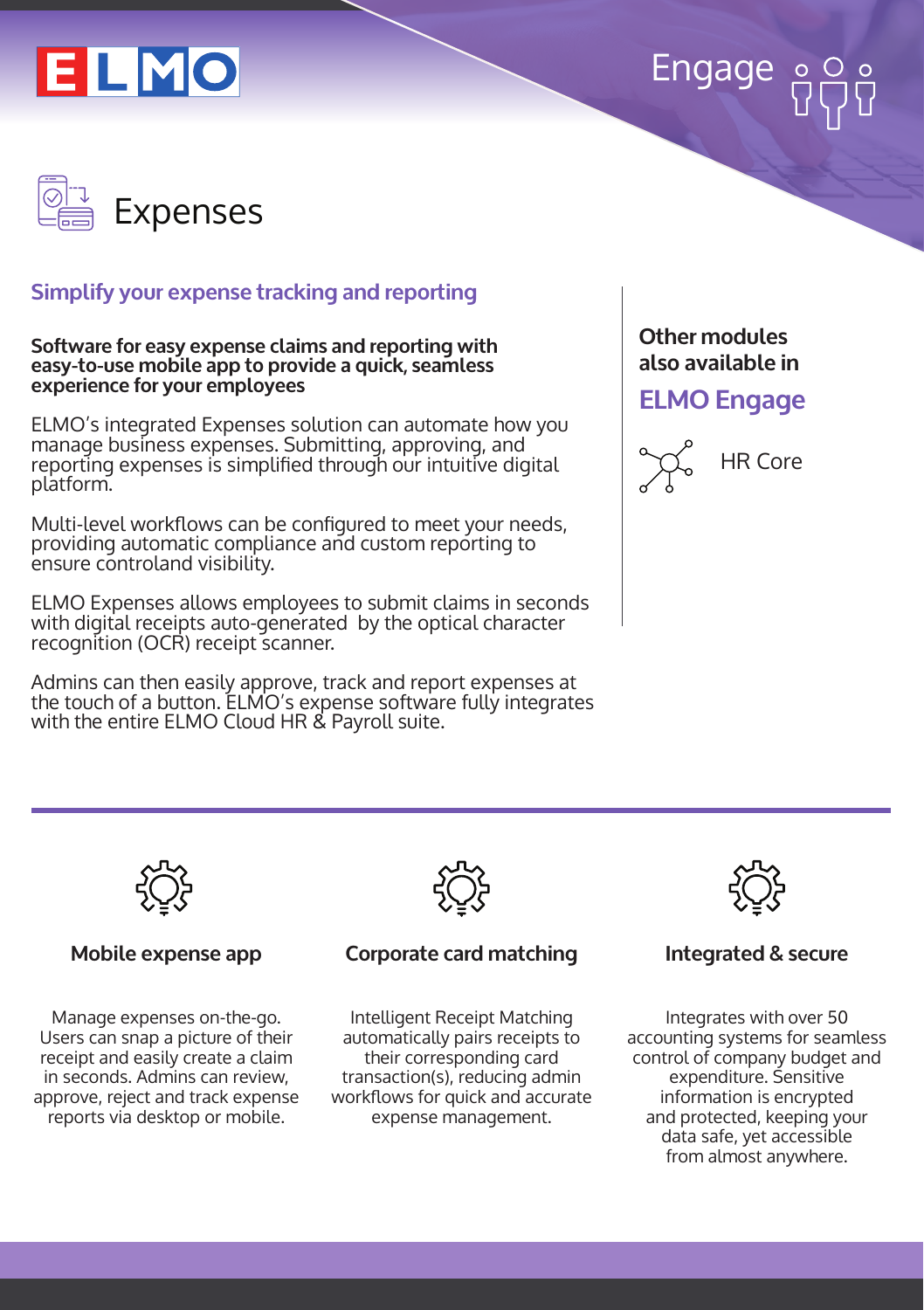ELMO

Engage

# Expenses

## Simplify your expense tracking and reporting

**Software for easy expense claims and reporting with easy-to-use mobile app to provide a quick, seamless experience for your employees**

ELMO's integrated Expenses solution can automate how you manage business expenses. Submitting, approving, and reporting expenses is simplified through our intuitive digital platform.

Multi-level workflows can be configured to meet your needs, providing automatic compliance and custom reporting to ensure controland visibility.

ELMO Expenses allows employees to submit claims in seconds with digital receipts auto-generated by the optical character recognition (OCR) receipt scanner.

Admins can then easily approve, track and report expenses at the touch of a button. ELMO's expense software fully integrates with the entire ELMO Cloud HR & Payroll suite.

**Other modules also available in**

### ELMO Engage

HR Core

### Mobile expense app

Manage expenses on-the-go. Users can snap a picture of their receipt and easily create a claim in seconds. Admins can review, approve, reject and track expense reports via desktop or mobile.

### Corporate card matching

Intelligent Receipt Matching automatically pairs receipts to their corresponding card transaction(s), reducing admin workflows for quick and accurate expense management.

### Integrated & secure

Integrates with over 50 accounting systems for seamless control of company budget and expenditure. Sensitive information is encrypted and protected, keeping your data safe, yet accessible from almost anywhere.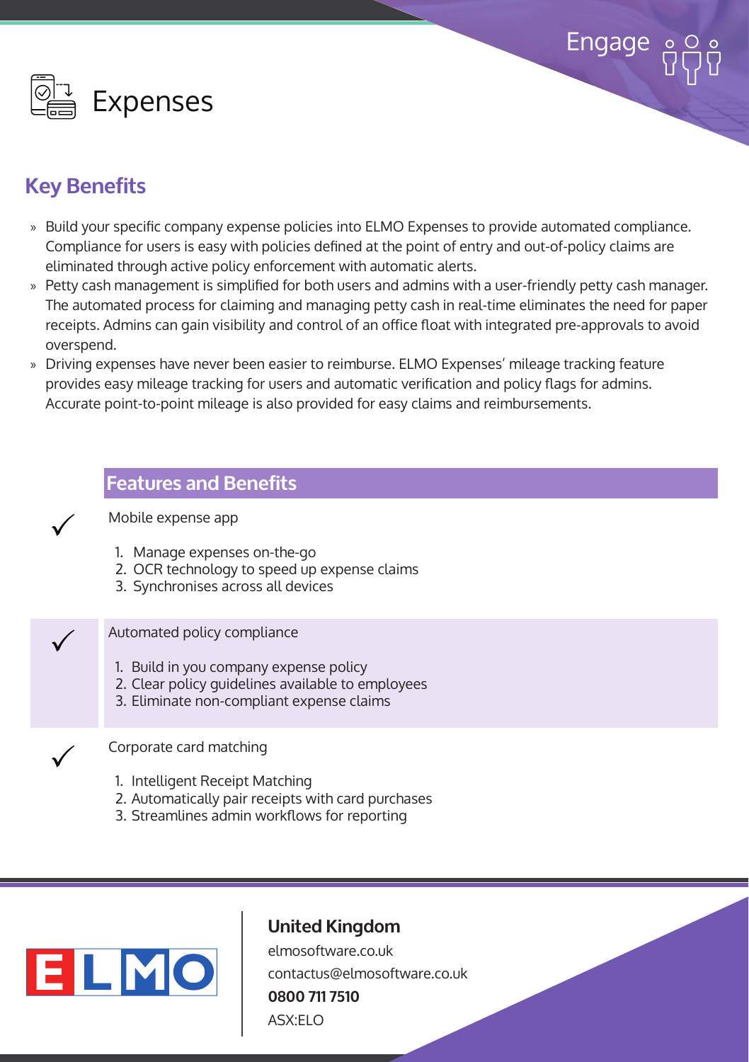Engage

# Expenses

## Key Benefits

- Build your specific company expense policies into ELMO Expenses to provide automated compliance. Compliance for users is easy with policies defined at the point of entry and out-of-policy claims are eliminated through active policy enforcement with automatic alerts.
- Petty cash management is simplified for both users and admins with a user-friendly petty cash manager. The automated process for claiming and managing petty cash in real-time eliminates the need for paper receipts. Admins can gain visibility and control of an office float with integrated pre-approvals to avoid overspend.
- Driving expenses have never been easier to reimburse. ELMO Expenses' mileage tracking feature provides easy mileage tracking for users and automatic verification and policy flags for admins. Accurate point-to-point mileage is also provided for easy claims and reimbursements.

## Features and Benefits

✓ Mobile expense app

1. Manage expenses on-the-go
2. OCR technology to speed up expense claims
3. Synchronises across all devices

✓ Automated policy compliance

1. Build in you company expense policy
2. Clear policy guidelines available to employees
3. Eliminate non-compliant expense claims

✓ Corporate card matching

1. Intelligent Receipt Matching
2. Automatically pair receipts with card purchases
3. Streamlines admin workflows for reporting

ELMO

**United Kingdom**

elmosoftware.co.uk

contactus@elmosoftware.co.uk

**0800 711 7510**

ASX:ELO